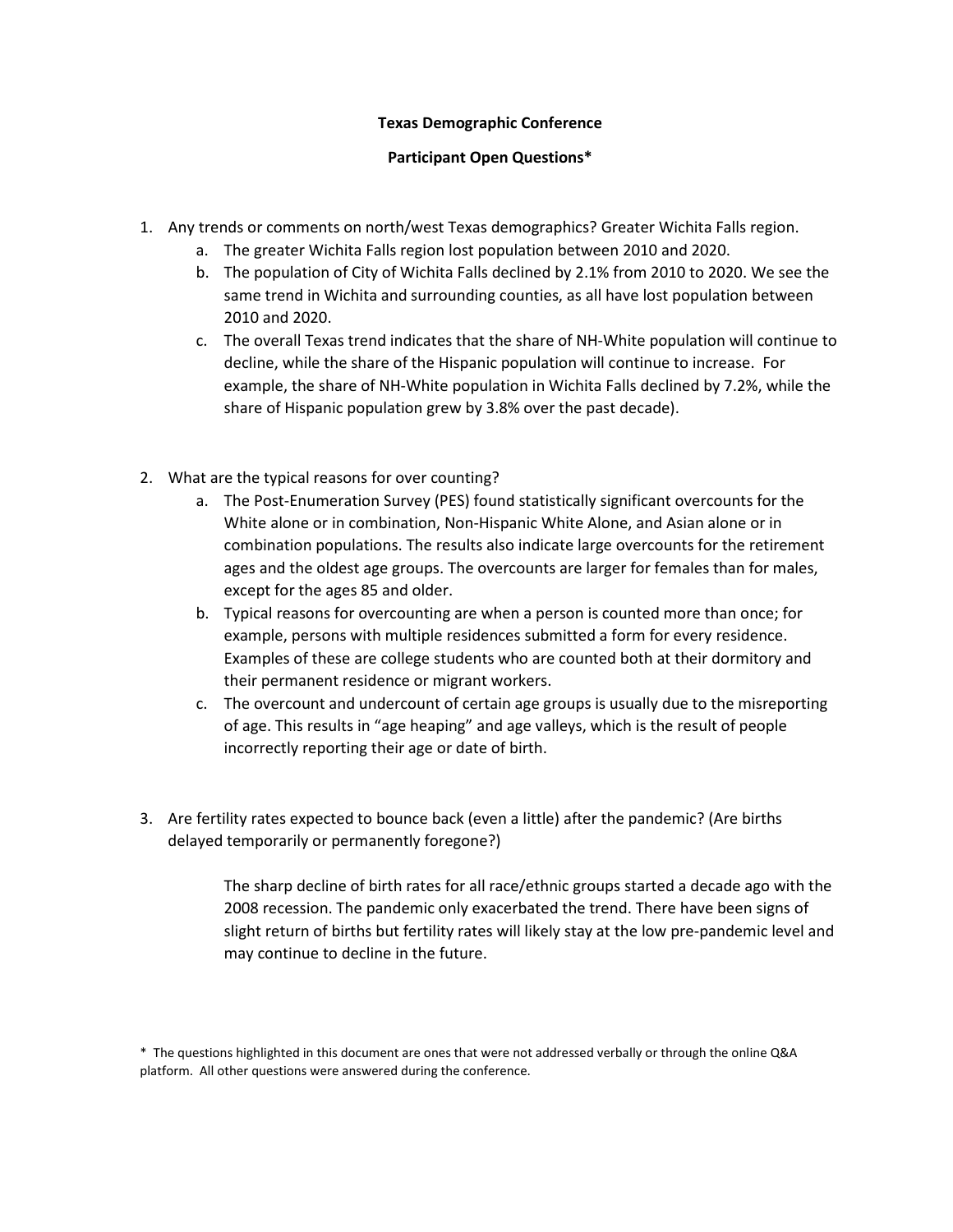**Texas Demographic Conference**

**Participant Open Questions***

1. Any trends or comments on north/west Texas demographics? Greater Wichita Falls region.
   a. The greater Wichita Falls region lost population between 2010 and 2020.
   b. The population of City of Wichita Falls declined by 2.1% from 2010 to 2020. We see the same trend in Wichita and surrounding counties, as all have lost population between 2010 and 2020.
   c. The overall Texas trend indicates that the share of NH-White population will continue to decline, while the share of the Hispanic population will continue to increase. For example, the share of NH-White population in Wichita Falls declined by 7.2%, while the share of Hispanic population grew by 3.8% over the past decade).

2. What are the typical reasons for over counting?
   a. The Post-Enumeration Survey (PES) found statistically significant overcounts for the White alone or in combination, Non-Hispanic White Alone, and Asian alone or in combination populations. The results also indicate large overcounts for the retirement ages and the oldest age groups. The overcounts are larger for females than for males, except for the ages 85 and older.
   b. Typical reasons for overcounting are when a person is counted more than once; for example, persons with multiple residences submitted a form for every residence. Examples of these are college students who are counted both at their dormitory and their permanent residence or migrant workers.
   c. The overcount and undercount of certain age groups is usually due to the misreporting of age. This results in "age heaping" and age valleys, which is the result of people incorrectly reporting their age or date of birth.

3. Are fertility rates expected to bounce back (even a little) after the pandemic? (Are births delayed temporarily or permanently foregone?)

   The sharp decline of birth rates for all race/ethnic groups started a decade ago with the 2008 recession. The pandemic only exacerbated the trend. There have been signs of slight return of births but fertility rates will likely stay at the low pre-pandemic level and may continue to decline in the future.

\* The questions highlighted in this document are ones that were not addressed verbally or through the online Q&A platform. All other questions were answered during the conference.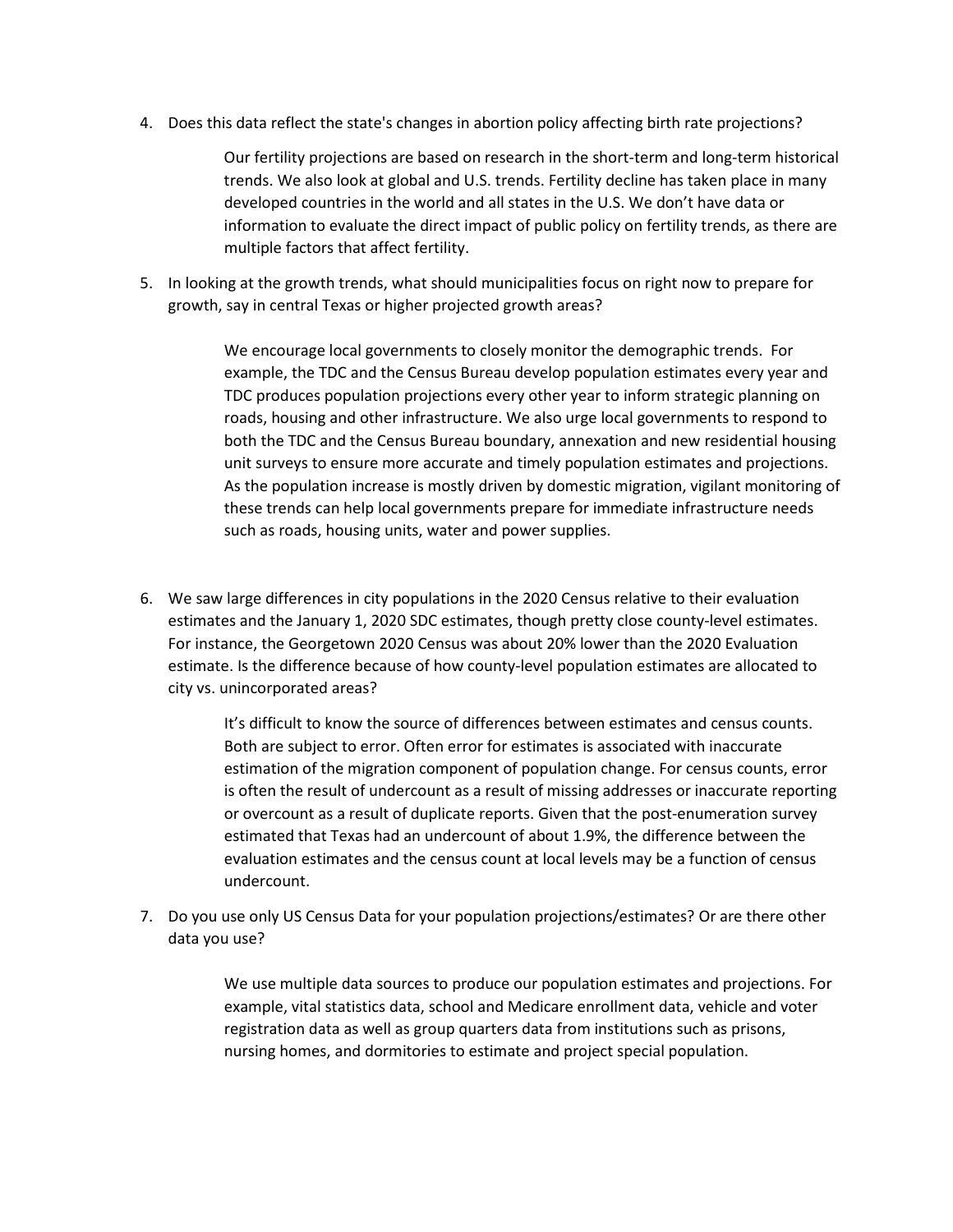4. Does this data reflect the state's changes in abortion policy affecting birth rate projections?

   Our fertility projections are based on research in the short-term and long-term historical trends. We also look at global and U.S. trends. Fertility decline has taken place in many developed countries in the world and all states in the U.S. We don't have data or information to evaluate the direct impact of public policy on fertility trends, as there are multiple factors that affect fertility.

5. In looking at the growth trends, what should municipalities focus on right now to prepare for growth, say in central Texas or higher projected growth areas?

   We encourage local governments to closely monitor the demographic trends. For example, the TDC and the Census Bureau develop population estimates every year and TDC produces population projections every other year to inform strategic planning on roads, housing and other infrastructure. We also urge local governments to respond to both the TDC and the Census Bureau boundary, annexation and new residential housing unit surveys to ensure more accurate and timely population estimates and projections. As the population increase is mostly driven by domestic migration, vigilant monitoring of these trends can help local governments prepare for immediate infrastructure needs such as roads, housing units, water and power supplies.

6. We saw large differences in city populations in the 2020 Census relative to their evaluation estimates and the January 1, 2020 SDC estimates, though pretty close county-level estimates. For instance, the Georgetown 2020 Census was about 20% lower than the 2020 Evaluation estimate. Is the difference because of how county-level population estimates are allocated to city vs. unincorporated areas?

   It's difficult to know the source of differences between estimates and census counts. Both are subject to error. Often error for estimates is associated with inaccurate estimation of the migration component of population change. For census counts, error is often the result of undercount as a result of missing addresses or inaccurate reporting or overcount as a result of duplicate reports. Given that the post-enumeration survey estimated that Texas had an undercount of about 1.9%, the difference between the evaluation estimates and the census count at local levels may be a function of census undercount.

7. Do you use only US Census Data for your population projections/estimates? Or are there other data you use?

   We use multiple data sources to produce our population estimates and projections. For example, vital statistics data, school and Medicare enrollment data, vehicle and voter registration data as well as group quarters data from institutions such as prisons, nursing homes, and dormitories to estimate and project special population.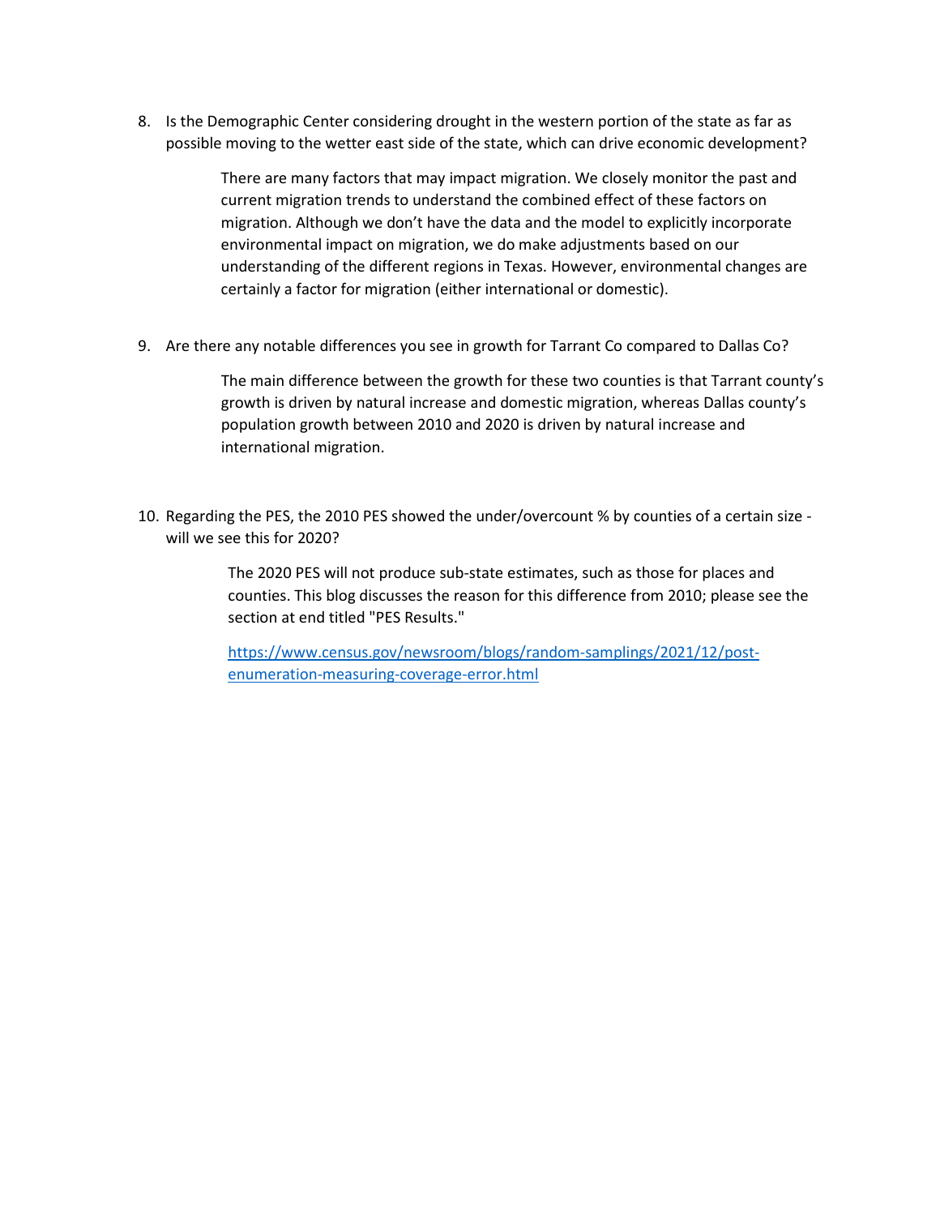8. Is the Demographic Center considering drought in the western portion of the state as far as possible moving to the wetter east side of the state, which can drive economic development?

   There are many factors that may impact migration. We closely monitor the past and current migration trends to understand the combined effect of these factors on migration. Although we don't have the data and the model to explicitly incorporate environmental impact on migration, we do make adjustments based on our understanding of the different regions in Texas. However, environmental changes are certainly a factor for migration (either international or domestic).

9. Are there any notable differences you see in growth for Tarrant Co compared to Dallas Co?

   The main difference between the growth for these two counties is that Tarrant county's growth is driven by natural increase and domestic migration, whereas Dallas county's population growth between 2010 and 2020 is driven by natural increase and international migration.

10. Regarding the PES, the 2010 PES showed the under/overcount % by counties of a certain size - will we see this for 2020?

    The 2020 PES will not produce sub-state estimates, such as those for places and counties. This blog discusses the reason for this difference from 2010; please see the section at end titled "PES Results."

    [https://www.census.gov/newsroom/blogs/random-samplings/2021/12/post-enumeration-measuring-coverage-error.html](https://www.census.gov/newsroom/blogs/random-samplings/2021/12/post-enumeration-measuring-coverage-error.html)